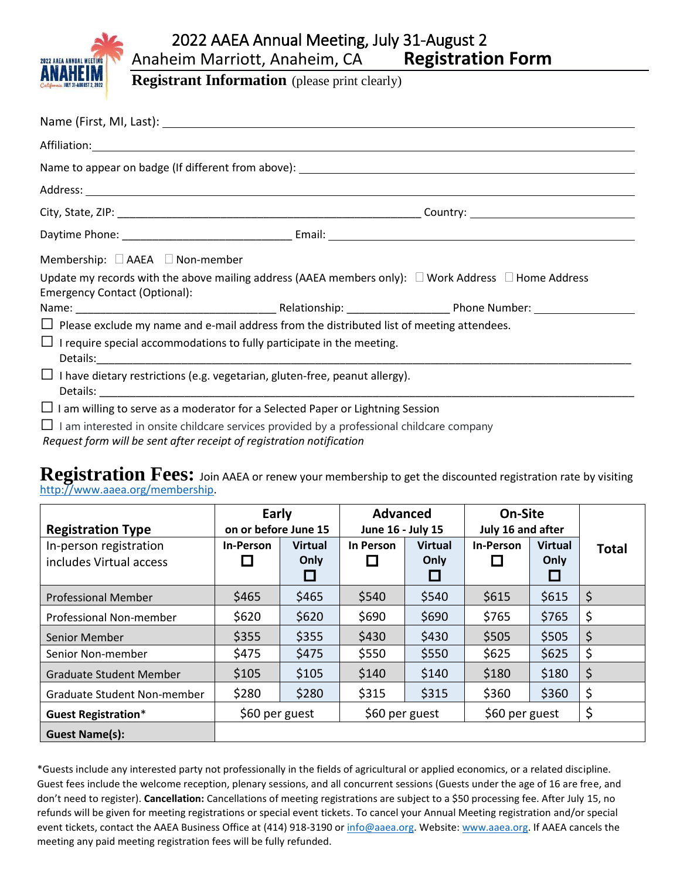# 2022 AAEA Annual Meeting, July 31-August 2

Anaheim Marriott, Anaheim, CA **Registration Form**

## Registrant Information (please print clearly)

Name (First, MI, Last): ______________________________________________

Affiliation: ______________________________________________

Name to appear on badge (If different from above): ______________________________________________

Address: ______________________________________________

City, State, ZIP: ______________________________________________ Country: ______________________

Daytime Phone: ____________________________ Email: ______________________________________________

Membership: ☐ AAEA ☐ Non-member

Update my records with the above mailing address (AAEA members only): ☐ Work Address ☐ Home Address

Emergency Contact (Optional):

Name: _________________________________ Relationship: ________________ Phone Number: ________________

☐ Please exclude my name and e-mail address from the distributed list of meeting attendees.

☐ I require special accommodations to fully participate in the meeting.
Details:______________________________________________________________________________

☐ I have dietary restrictions (e.g. vegetarian, gluten-free, peanut allergy).
Details: ______________________________________________________________________________

☐ I am willing to serve as a moderator for a Selected Paper or Lightning Session

☐ I am interested in onsite childcare services provided by a professional childcare company

*Request form will be sent after receipt of registration notification*

## Registration Fees:

Join AAEA or renew your membership to get the discounted registration rate by visiting http://www.aaea.org/membership.

| Registration Type | Early on or before June 15 | | Advanced June 16 - July 15 | | On-Site July 16 and after | | Total |
|---|---|---|---|---|---|---|---|
| In-person registration includes Virtual access | In-Person ☐ | Virtual Only ☐ | In Person ☐ | Virtual Only ☐ | In-Person ☐ | Virtual Only ☐ | |
| Professional Member | $465 | $465 | $540 | $540 | $615 | $615 | $ |
| Professional Non-member | $620 | $620 | $690 | $690 | $765 | $765 | $ |
| Senior Member | $355 | $355 | $430 | $430 | $505 | $505 | $ |
| Senior Non-member | $475 | $475 | $550 | $550 | $625 | $625 | $ |
| Graduate Student Member | $105 | $105 | $140 | $140 | $180 | $180 | $ |
| Graduate Student Non-member | $280 | $280 | $315 | $315 | $360 | $360 | $ |
| **Guest Registration*** | $60 per guest | | $60 per guest | | $60 per guest | | $ |
| **Guest Name(s):** | | | | | | | |

*Guests include any interested party not professionally in the fields of agricultural or applied economics, or a related discipline. Guest fees include the welcome reception, plenary sessions, and all concurrent sessions (Guests under the age of 16 are free, and don't need to register). **Cancellation:** Cancellations of meeting registrations are subject to a $50 processing fee. After July 15, no refunds will be given for meeting registrations or special event tickets. To cancel your Annual Meeting registration and/or special event tickets, contact the AAEA Business Office at (414) 918-3190 or info@aaea.org. Website: www.aaea.org. If AAEA cancels the meeting any paid meeting registration fees will be fully refunded.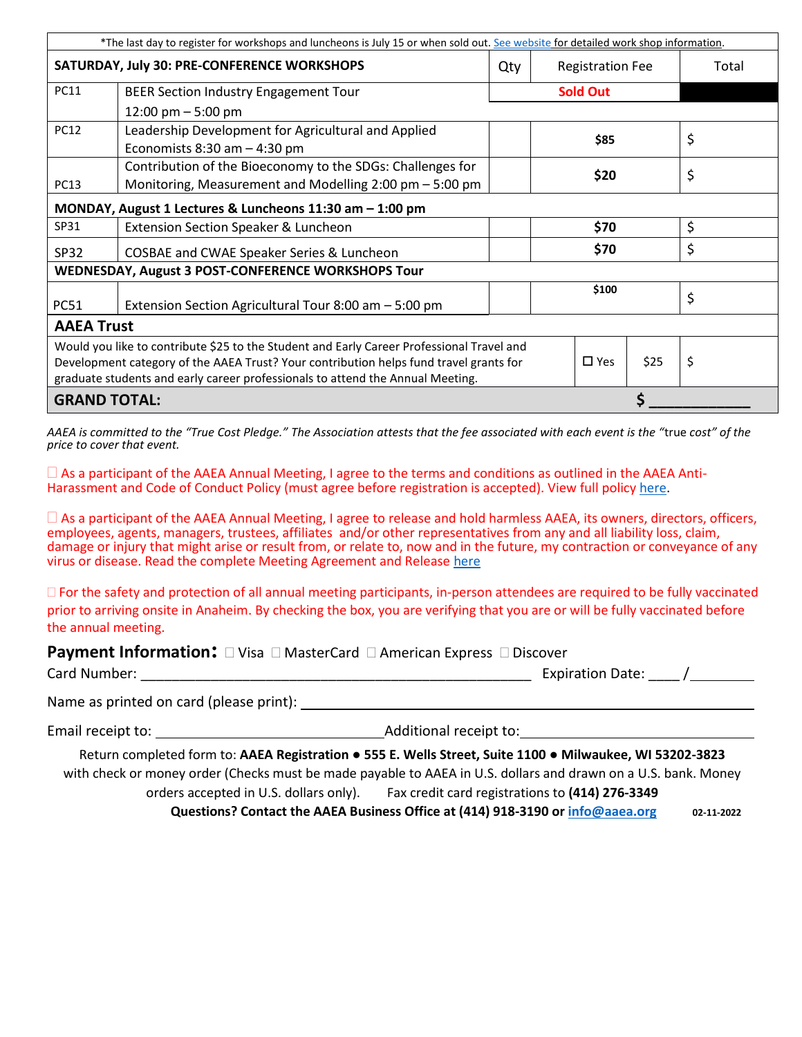*The last day to register for workshops and luncheons is July 15 or when sold out. See website for detailed work shop information.

| SATURDAY, July 30: PRE-CONFERENCE WORKSHOPS | | Qty | Registration Fee | Total |
|---|---|---|---|---|
| PC11 | BEER Section Industry Engagement Tour 12:00 pm – 5:00 pm | | Sold Out | |
| PC12 | Leadership Development for Agricultural and Applied Economists 8:30 am – 4:30 pm | | $85 | $ |
| PC13 | Contribution of the Bioeconomy to the SDGs: Challenges for Monitoring, Measurement and Modelling 2:00 pm – 5:00 pm | | $20 | $ |
| **MONDAY, August 1 Lectures & Luncheons 11:30 am – 1:00 pm** | | | | |
| SP31 | Extension Section Speaker & Luncheon | | $70 | $ |
| SP32 | COSBAE and CWAE Speaker Series & Luncheon | | $70 | $ |
| **WEDNESDAY, August 3 POST-CONFERENCE WORKSHOPS Tour** | | | | |
| PC51 | Extension Section Agricultural Tour 8:00 am – 5:00 pm | | $100 | $ |
| **AAEA Trust** | | | | |
| Would you like to contribute $25 to the Student and Early Career Professional Travel and Development category of the AAEA Trust? Your contribution helps fund travel grants for graduate students and early career professionals to attend the Annual Meeting. | | ☐ Yes | $25 | $ |
| **GRAND TOTAL:** | | | | **$ ____________** |

*AAEA is committed to the "True Cost Pledge." The Association attests that the fee associated with each event is the "true cost" of the price to cover that event.*

☐ As a participant of the AAEA Annual Meeting, I agree to the terms and conditions as outlined in the AAEA Anti-Harassment and Code of Conduct Policy (must agree before registration is accepted). View full policy here.

☐ As a participant of the AAEA Annual Meeting, I agree to release and hold harmless AAEA, its owners, directors, officers, employees, agents, managers, trustees, affiliates and/or other representatives from any and all liability loss, claim, damage or injury that might arise or result from, or relate to, now and in the future, my contraction or conveyance of any virus or disease. Read the complete Meeting Agreement and Release here

☐ For the safety and protection of all annual meeting participants, in-person attendees are required to be fully vaccinated prior to arriving onsite in Anaheim. By checking the box, you are verifying that you are or will be fully vaccinated before the annual meeting.

**Payment Information:** ☐ Visa ☐ MasterCard ☐ American Express ☐ Discover

Card Number: ______________________________ Expiration Date: ____ /________

Name as printed on card (please print): ______________________________

Email receipt to: ____________________ Additional receipt to: ____________________

Return completed form to: **AAEA Registration • 555 E. Wells Street, Suite 1100 • Milwaukee, WI 53202-3823** with check or money order (Checks must be made payable to AAEA in U.S. dollars and drawn on a U.S. bank. Money orders accepted in U.S. dollars only). Fax credit card registrations to **(414) 276-3349**

**Questions? Contact the AAEA Business Office at (414) 918-3190 or info@aaea.org** 02-11-2022